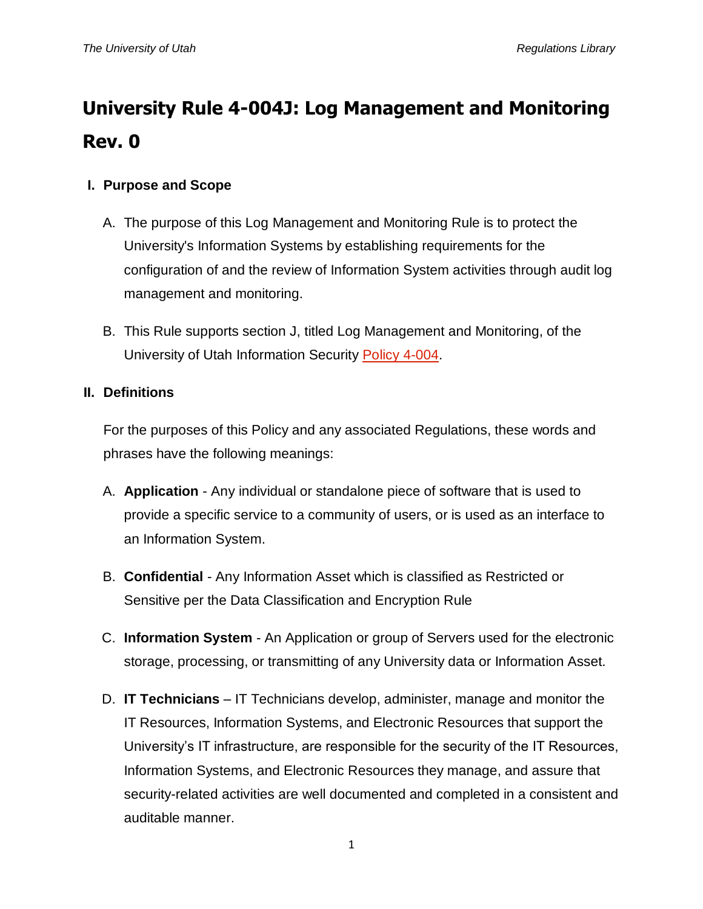# University Rule 4-004J: Log Management and Monitoring Rev. 0

## I. Purpose and Scope

A. The purpose of this Log Management and Monitoring Rule is to protect the University's Information Systems by establishing requirements for the configuration of and the review of Information System activities through audit log management and monitoring.

B. This Rule supports section J, titled Log Management and Monitoring, of the University of Utah Information Security Policy 4-004.

## II. Definitions

For the purposes of this Policy and any associated Regulations, these words and phrases have the following meanings:

A. **Application** - Any individual or standalone piece of software that is used to provide a specific service to a community of users, or is used as an interface to an Information System.

B. **Confidential** - Any Information Asset which is classified as Restricted or Sensitive per the Data Classification and Encryption Rule

C. **Information System** - An Application or group of Servers used for the electronic storage, processing, or transmitting of any University data or Information Asset.

D. **IT Technicians** – IT Technicians develop, administer, manage and monitor the IT Resources, Information Systems, and Electronic Resources that support the University's IT infrastructure, are responsible for the security of the IT Resources, Information Systems, and Electronic Resources they manage, and assure that security-related activities are well documented and completed in a consistent and auditable manner.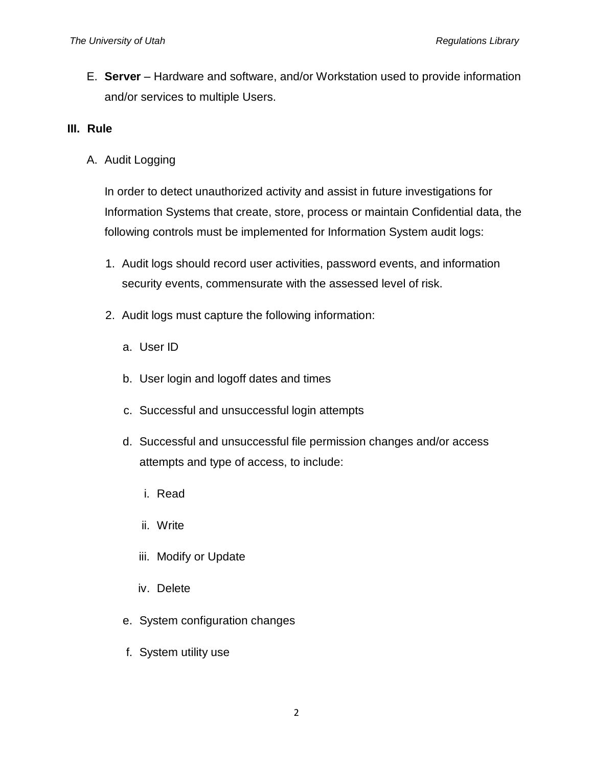E. **Server** – Hardware and software, and/or Workstation used to provide information and/or services to multiple Users.

## III. Rule

A. Audit Logging

In order to detect unauthorized activity and assist in future investigations for Information Systems that create, store, process or maintain Confidential data, the following controls must be implemented for Information System audit logs:

1. Audit logs should record user activities, password events, and information security events, commensurate with the assessed level of risk.

2. Audit logs must capture the following information:

   a. User ID

   b. User login and logoff dates and times

   c. Successful and unsuccessful login attempts

   d. Successful and unsuccessful file permission changes and/or access attempts and type of access, to include:

      i. Read

      ii. Write

      iii. Modify or Update

      iv. Delete

   e. System configuration changes

   f. System utility use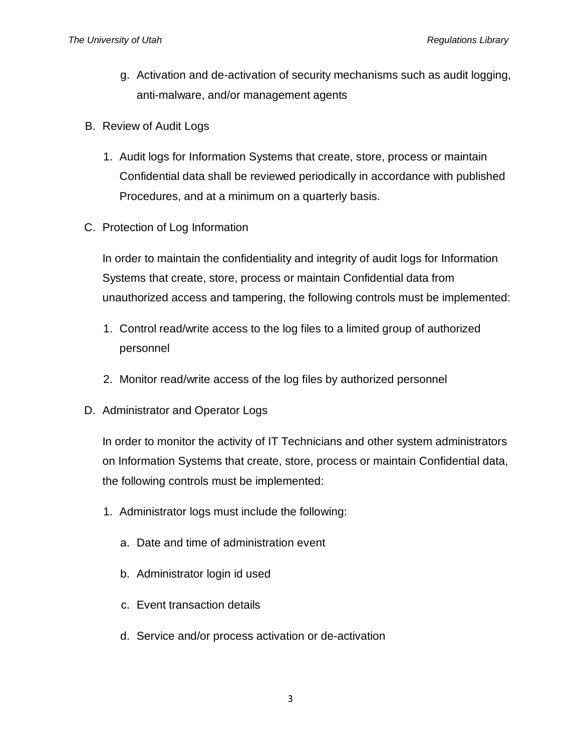g. Activation and de-activation of security mechanisms such as audit logging, anti-malware, and/or management agents

B. Review of Audit Logs

1. Audit logs for Information Systems that create, store, process or maintain Confidential data shall be reviewed periodically in accordance with published Procedures, and at a minimum on a quarterly basis.

C. Protection of Log Information

In order to maintain the confidentiality and integrity of audit logs for Information Systems that create, store, process or maintain Confidential data from unauthorized access and tampering, the following controls must be implemented:

1. Control read/write access to the log files to a limited group of authorized personnel
2. Monitor read/write access of the log files by authorized personnel

D. Administrator and Operator Logs

In order to monitor the activity of IT Technicians and other system administrators on Information Systems that create, store, process or maintain Confidential data, the following controls must be implemented:

1. Administrator logs must include the following:

   a. Date and time of administration event

   b. Administrator login id used

   c. Event transaction details

   d. Service and/or process activation or de-activation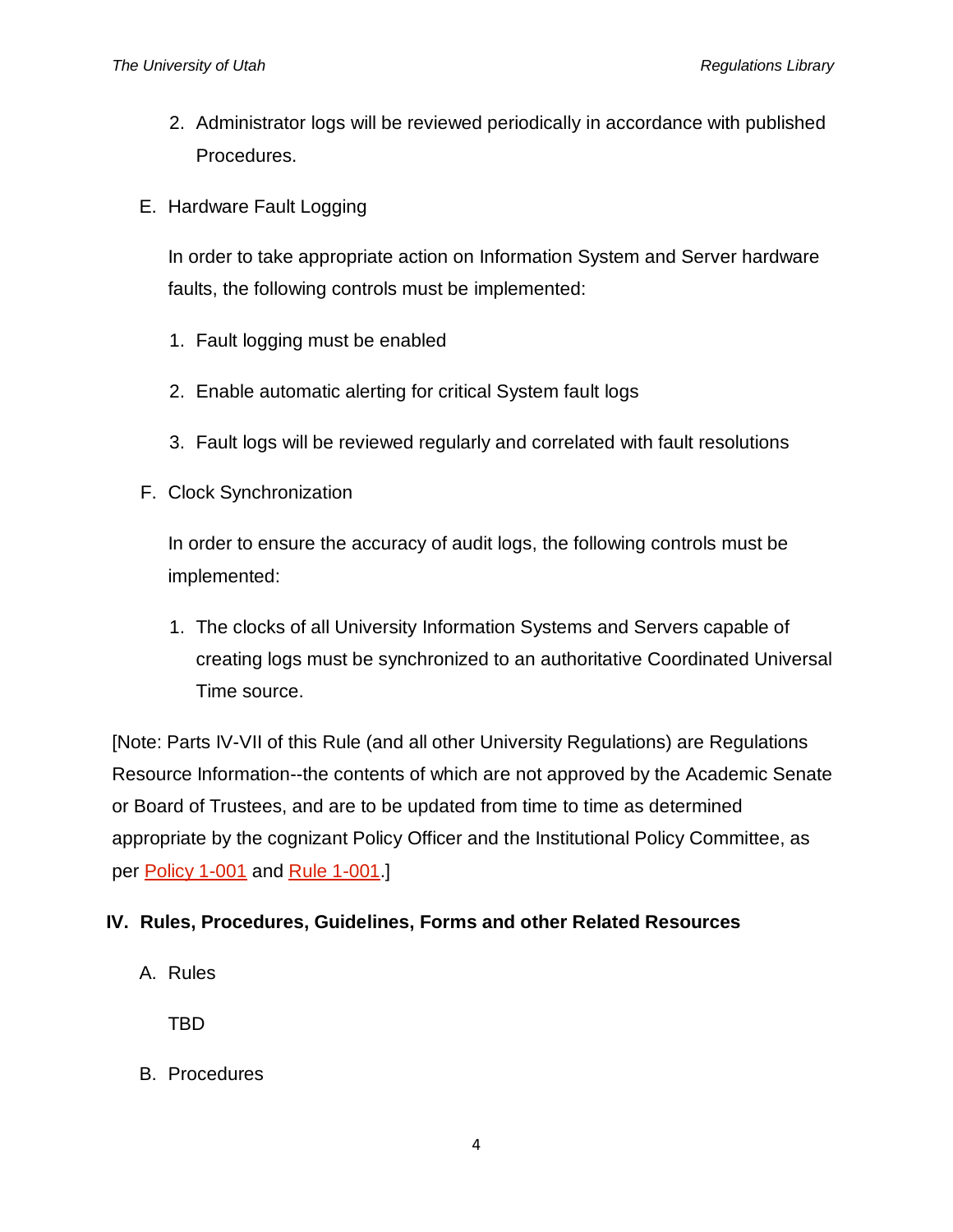2. Administrator logs will be reviewed periodically in accordance with published Procedures.

E. Hardware Fault Logging

In order to take appropriate action on Information System and Server hardware faults, the following controls must be implemented:

1. Fault logging must be enabled
2. Enable automatic alerting for critical System fault logs
3. Fault logs will be reviewed regularly and correlated with fault resolutions

F. Clock Synchronization

In order to ensure the accuracy of audit logs, the following controls must be implemented:

1. The clocks of all University Information Systems and Servers capable of creating logs must be synchronized to an authoritative Coordinated Universal Time source.

[Note: Parts IV-VII of this Rule (and all other University Regulations) are Regulations Resource Information--the contents of which are not approved by the Academic Senate or Board of Trustees, and are to be updated from time to time as determined appropriate by the cognizant Policy Officer and the Institutional Policy Committee, as per Policy 1-001 and Rule 1-001.]

## IV. Rules, Procedures, Guidelines, Forms and other Related Resources

A. Rules

TBD

B. Procedures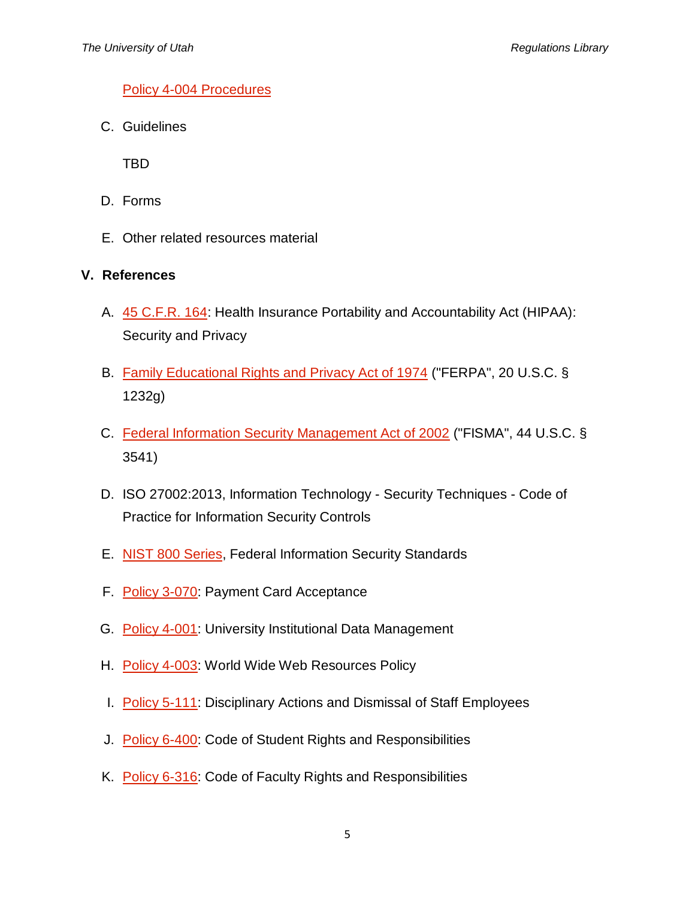Policy 4-004 Procedures

C. Guidelines

TBD

D. Forms

E. Other related resources material

## V. References

A. 45 C.F.R. 164: Health Insurance Portability and Accountability Act (HIPAA): Security and Privacy

B. Family Educational Rights and Privacy Act of 1974 ("FERPA", 20 U.S.C. § 1232g)

C. Federal Information Security Management Act of 2002 ("FISMA", 44 U.S.C. § 3541)

D. ISO 27002:2013, Information Technology - Security Techniques - Code of Practice for Information Security Controls

E. NIST 800 Series, Federal Information Security Standards

F. Policy 3-070: Payment Card Acceptance

G. Policy 4-001: University Institutional Data Management

H. Policy 4-003: World Wide Web Resources Policy

I. Policy 5-111: Disciplinary Actions and Dismissal of Staff Employees

J. Policy 6-400: Code of Student Rights and Responsibilities

K. Policy 6-316: Code of Faculty Rights and Responsibilities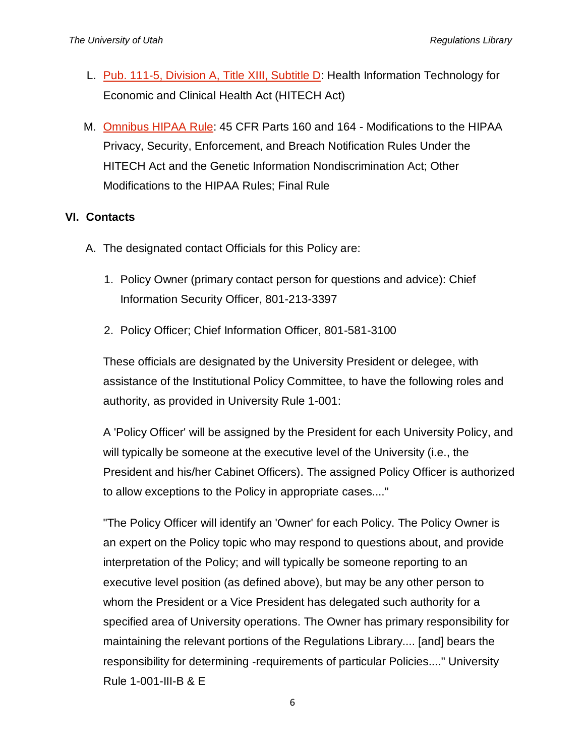L. Pub. 111-5, Division A, Title XIII, Subtitle D: Health Information Technology for Economic and Clinical Health Act (HITECH Act)

M. Omnibus HIPAA Rule: 45 CFR Parts 160 and 164 - Modifications to the HIPAA Privacy, Security, Enforcement, and Breach Notification Rules Under the HITECH Act and the Genetic Information Nondiscrimination Act; Other Modifications to the HIPAA Rules; Final Rule

## VI. Contacts

A. The designated contact Officials for this Policy are:

1. Policy Owner (primary contact person for questions and advice): Chief Information Security Officer, 801-213-3397

2. Policy Officer; Chief Information Officer, 801-581-3100

These officials are designated by the University President or delegee, with assistance of the Institutional Policy Committee, to have the following roles and authority, as provided in University Rule 1-001:

A 'Policy Officer' will be assigned by the President for each University Policy, and will typically be someone at the executive level of the University (i.e., the President and his/her Cabinet Officers). The assigned Policy Officer is authorized to allow exceptions to the Policy in appropriate cases...."

"The Policy Officer will identify an 'Owner' for each Policy. The Policy Owner is an expert on the Policy topic who may respond to questions about, and provide interpretation of the Policy; and will typically be someone reporting to an executive level position (as defined above), but may be any other person to whom the President or a Vice President has delegated such authority for a specified area of University operations. The Owner has primary responsibility for maintaining the relevant portions of the Regulations Library.... [and] bears the responsibility for determining -requirements of particular Policies...." University Rule 1-001-III-B & E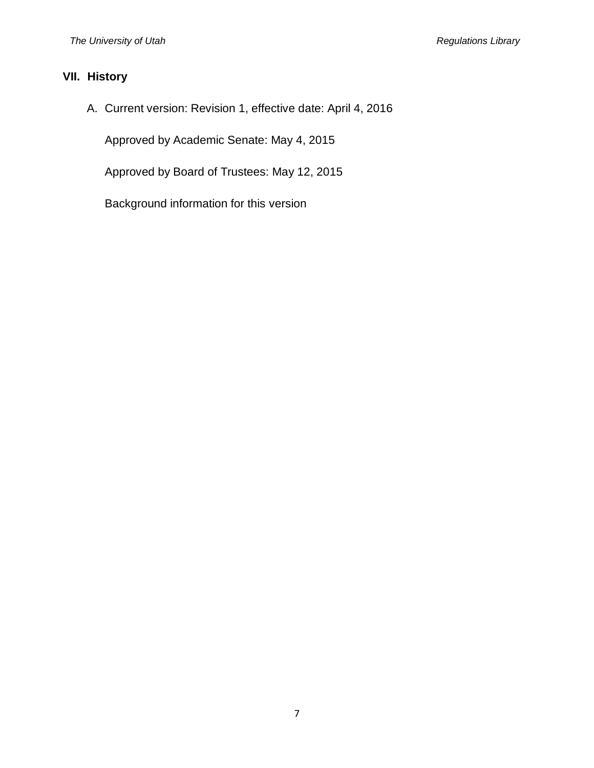## VII. History

A. Current version: Revision 1, effective date: April 4, 2016

Approved by Academic Senate: May 4, 2015

Approved by Board of Trustees: May 12, 2015

Background information for this version